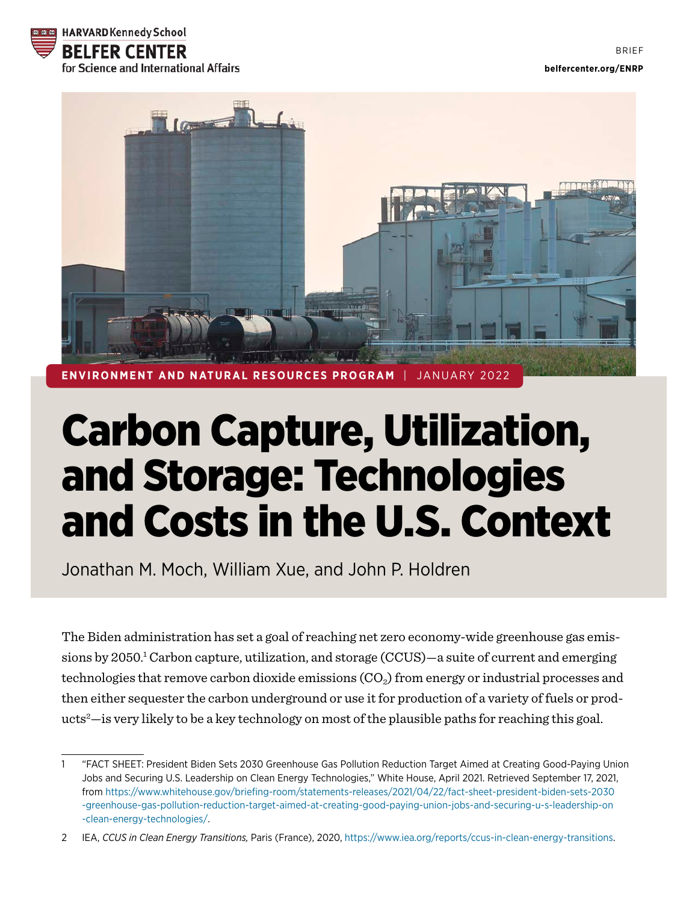HARVARD Kennedy School
BELFER CENTER
for Science and International Affairs

BRIEF

**belfercenter.org/ENRP**

**ENVIRONMENT AND NATURAL RESOURCES PROGRAM** | JANUARY 2022

# Carbon Capture, Utilization, and Storage: Technologies and Costs in the U.S. Context

Jonathan M. Moch, William Xue, and John P. Holdren

The Biden administration has set a goal of reaching net zero economy-wide greenhouse gas emissions by 2050.[1] Carbon capture, utilization, and storage (CCUS)—a suite of current and emerging technologies that remove carbon dioxide emissions ($CO_2$) from energy or industrial processes and then either sequester the carbon underground or use it for production of a variety of fuels or products[2]—is very likely to be a key technology on most of the plausible paths for reaching this goal.

---

1 "FACT SHEET: President Biden Sets 2030 Greenhouse Gas Pollution Reduction Target Aimed at Creating Good-Paying Union Jobs and Securing U.S. Leadership on Clean Energy Technologies," White House, April 2021. Retrieved September 17, 2021, from https://www.whitehouse.gov/briefing-room/statements-releases/2021/04/22/fact-sheet-president-biden-sets-2030-greenhouse-gas-pollution-reduction-target-aimed-at-creating-good-paying-union-jobs-and-securing-u-s-leadership-on-clean-energy-technologies/.

2 IEA, *CCUS in Clean Energy Transitions,* Paris (France), 2020, https://www.iea.org/reports/ccus-in-clean-energy-transitions.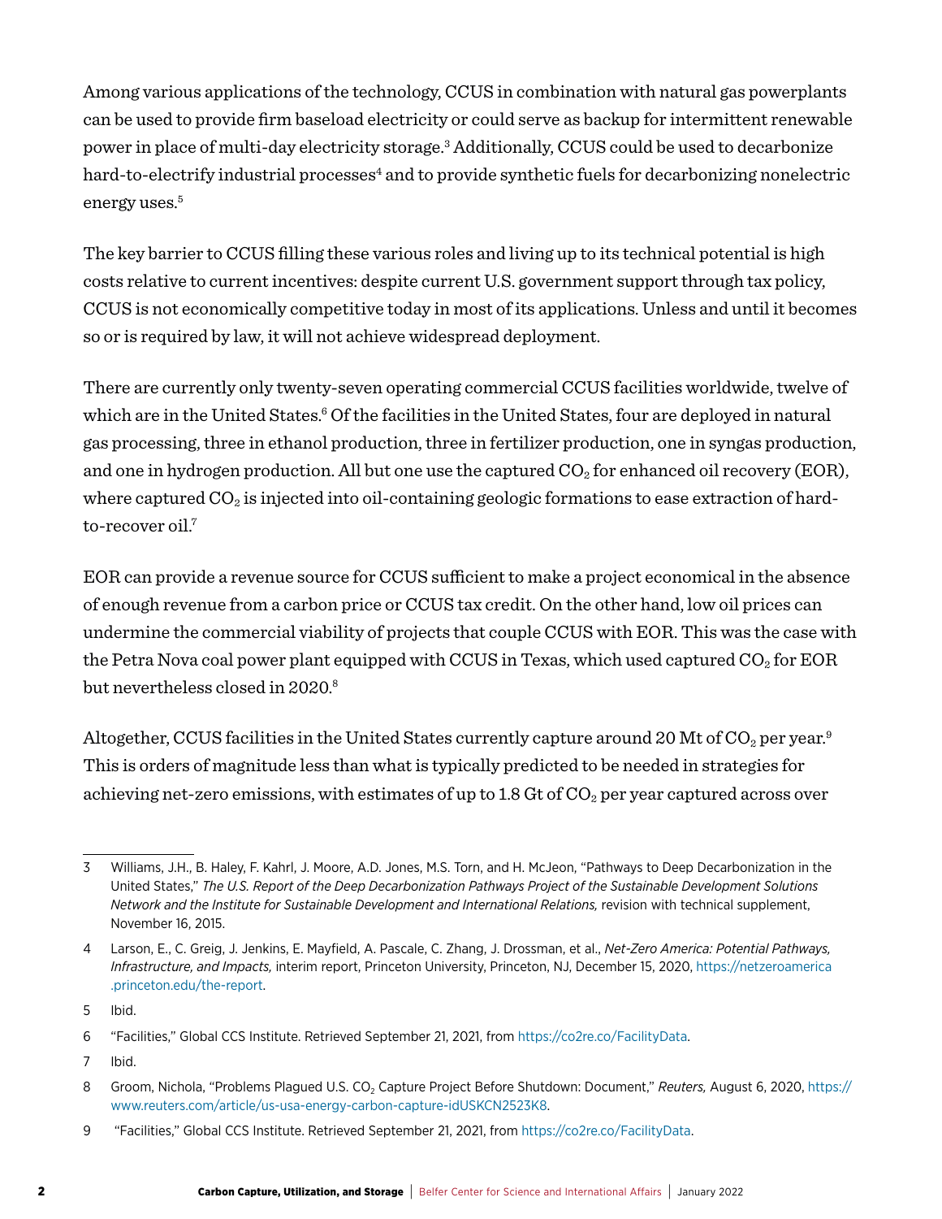Among various applications of the technology, CCUS in combination with natural gas powerplants can be used to provide firm baseload electricity or could serve as backup for intermittent renewable power in place of multi-day electricity storage.[3] Additionally, CCUS could be used to decarbonize hard-to-electrify industrial processes[4] and to provide synthetic fuels for decarbonizing nonelectric energy uses.[5]

The key barrier to CCUS filling these various roles and living up to its technical potential is high costs relative to current incentives: despite current U.S. government support through tax policy, CCUS is not economically competitive today in most of its applications. Unless and until it becomes so or is required by law, it will not achieve widespread deployment.

There are currently only twenty-seven operating commercial CCUS facilities worldwide, twelve of which are in the United States.[6] Of the facilities in the United States, four are deployed in natural gas processing, three in ethanol production, three in fertilizer production, one in syngas production, and one in hydrogen production. All but one use the captured $CO_2$ for enhanced oil recovery (EOR), where captured $CO_2$ is injected into oil-containing geologic formations to ease extraction of hard-to-recover oil.[7]

EOR can provide a revenue source for CCUS sufficient to make a project economical in the absence of enough revenue from a carbon price or CCUS tax credit. On the other hand, low oil prices can undermine the commercial viability of projects that couple CCUS with EOR. This was the case with the Petra Nova coal power plant equipped with CCUS in Texas, which used captured $CO_2$ for EOR but nevertheless closed in 2020.[8]

Altogether, CCUS facilities in the United States currently capture around 20 Mt of $CO_2$ per year.[9] This is orders of magnitude less than what is typically predicted to be needed in strategies for achieving net-zero emissions, with estimates of up to 1.8 Gt of $CO_2$ per year captured across over

---

3 Williams, J.H., B. Haley, F. Kahrl, J. Moore, A.D. Jones, M.S. Torn, and H. McJeon, "Pathways to Deep Decarbonization in the United States," *The U.S. Report of the Deep Decarbonization Pathways Project of the Sustainable Development Solutions Network and the Institute for Sustainable Development and International Relations,* revision with technical supplement, November 16, 2015.

4 Larson, E., C. Greig, J. Jenkins, E. Mayfield, A. Pascale, C. Zhang, J. Drossman, et al., *Net-Zero America: Potential Pathways, Infrastructure, and Impacts,* interim report, Princeton University, Princeton, NJ, December 15, 2020, https://netzeroamerica.princeton.edu/the-report.

5 Ibid.

6 "Facilities," Global CCS Institute. Retrieved September 21, 2021, from https://co2re.co/FacilityData.

7 Ibid.

8 Groom, Nichola, "Problems Plagued U.S. $CO_2$ Capture Project Before Shutdown: Document," *Reuters,* August 6, 2020, https://www.reuters.com/article/us-usa-energy-carbon-capture-idUSKCN2523K8.

9 "Facilities," Global CCS Institute. Retrieved September 21, 2021, from https://co2re.co/FacilityData.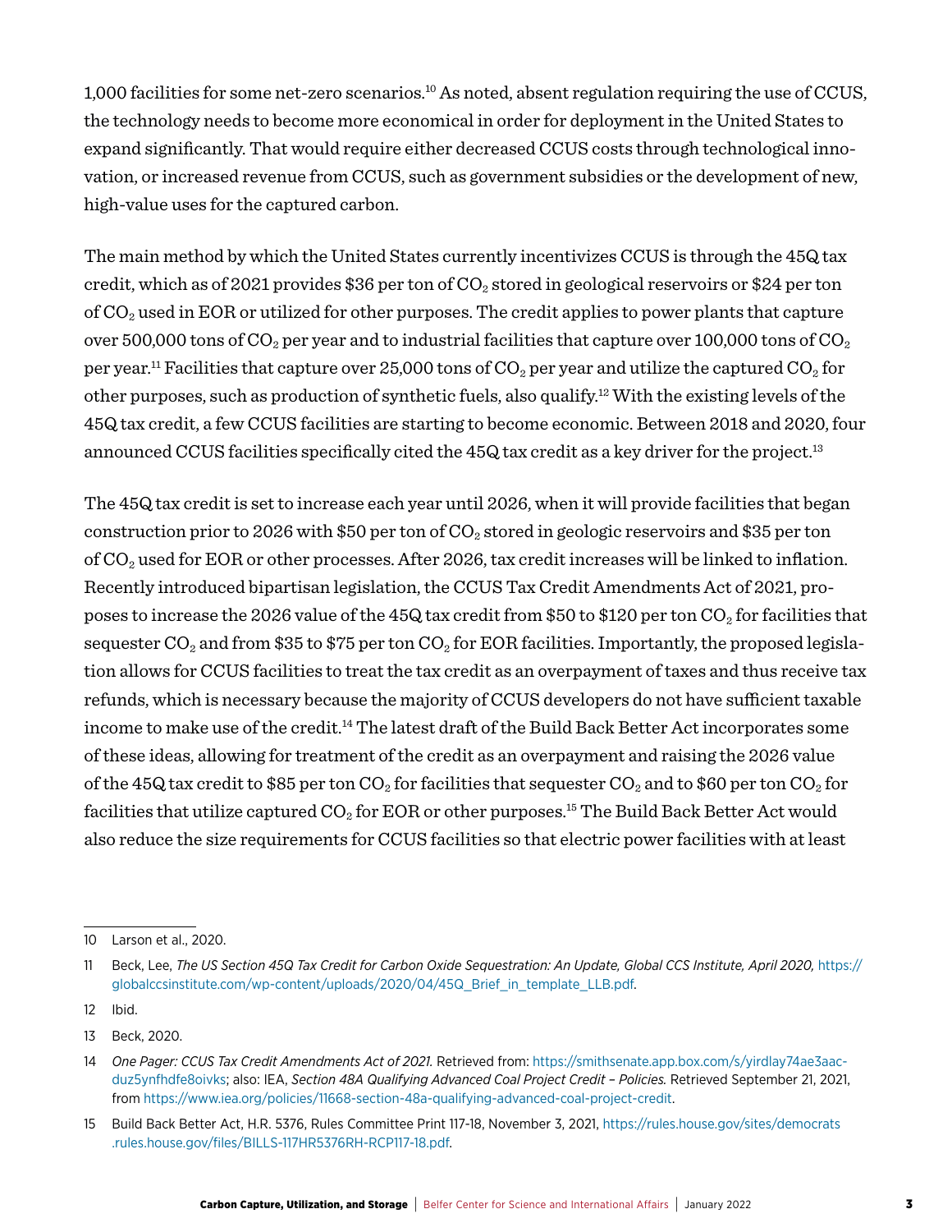1,000 facilities for some net-zero scenarios.[10] As noted, absent regulation requiring the use of CCUS, the technology needs to become more economical in order for deployment in the United States to expand significantly. That would require either decreased CCUS costs through technological innovation, or increased revenue from CCUS, such as government subsidies or the development of new, high-value uses for the captured carbon.

The main method by which the United States currently incentivizes CCUS is through the 45Q tax credit, which as of 2021 provides $36 per ton of $CO_2$ stored in geological reservoirs or $24 per ton of $CO_2$ used in EOR or utilized for other purposes. The credit applies to power plants that capture over 500,000 tons of $CO_2$ per year and to industrial facilities that capture over 100,000 tons of $CO_2$ per year.[11] Facilities that capture over 25,000 tons of $CO_2$ per year and utilize the captured $CO_2$ for other purposes, such as production of synthetic fuels, also qualify.[12] With the existing levels of the 45Q tax credit, a few CCUS facilities are starting to become economic. Between 2018 and 2020, four announced CCUS facilities specifically cited the 45Q tax credit as a key driver for the project.[13]

The 45Q tax credit is set to increase each year until 2026, when it will provide facilities that began construction prior to 2026 with $50 per ton of $CO_2$ stored in geologic reservoirs and $35 per ton of $CO_2$ used for EOR or other processes. After 2026, tax credit increases will be linked to inflation. Recently introduced bipartisan legislation, the CCUS Tax Credit Amendments Act of 2021, proposes to increase the 2026 value of the 45Q tax credit from $50 to $120 per ton $CO_2$ for facilities that sequester $CO_2$ and from $35 to $75 per ton $CO_2$ for EOR facilities. Importantly, the proposed legislation allows for CCUS facilities to treat the tax credit as an overpayment of taxes and thus receive tax refunds, which is necessary because the majority of CCUS developers do not have sufficient taxable income to make use of the credit.[14] The latest draft of the Build Back Better Act incorporates some of these ideas, allowing for treatment of the credit as an overpayment and raising the 2026 value of the 45Q tax credit to $85 per ton $CO_2$ for facilities that sequester $CO_2$ and to $60 per ton $CO_2$ for facilities that utilize captured $CO_2$ for EOR or other purposes.[15] The Build Back Better Act would also reduce the size requirements for CCUS facilities so that electric power facilities with at least

---

10 Larson et al., 2020.

11 Beck, Lee, *The US Section 45Q Tax Credit for Carbon Oxide Sequestration: An Update, Global CCS Institute, April 2020,* https://globalccsinstitute.com/wp-content/uploads/2020/04/45Q_Brief_in_template_LLB.pdf.

12 Ibid.

13 Beck, 2020.

14 *One Pager: CCUS Tax Credit Amendments Act of 2021.* Retrieved from: https://smithsenate.app.box.com/s/yirdlay74ae3aacduz5ynfhdfe8oivks; also: IEA, *Section 48A Qualifying Advanced Coal Project Credit – Policies.* Retrieved September 21, 2021, from https://www.iea.org/policies/11668-section-48a-qualifying-advanced-coal-project-credit.

15 Build Back Better Act, H.R. 5376, Rules Committee Print 117-18, November 3, 2021, https://rules.house.gov/sites/democrats.rules.house.gov/files/BILLS-117HR5376RH-RCP117-18.pdf.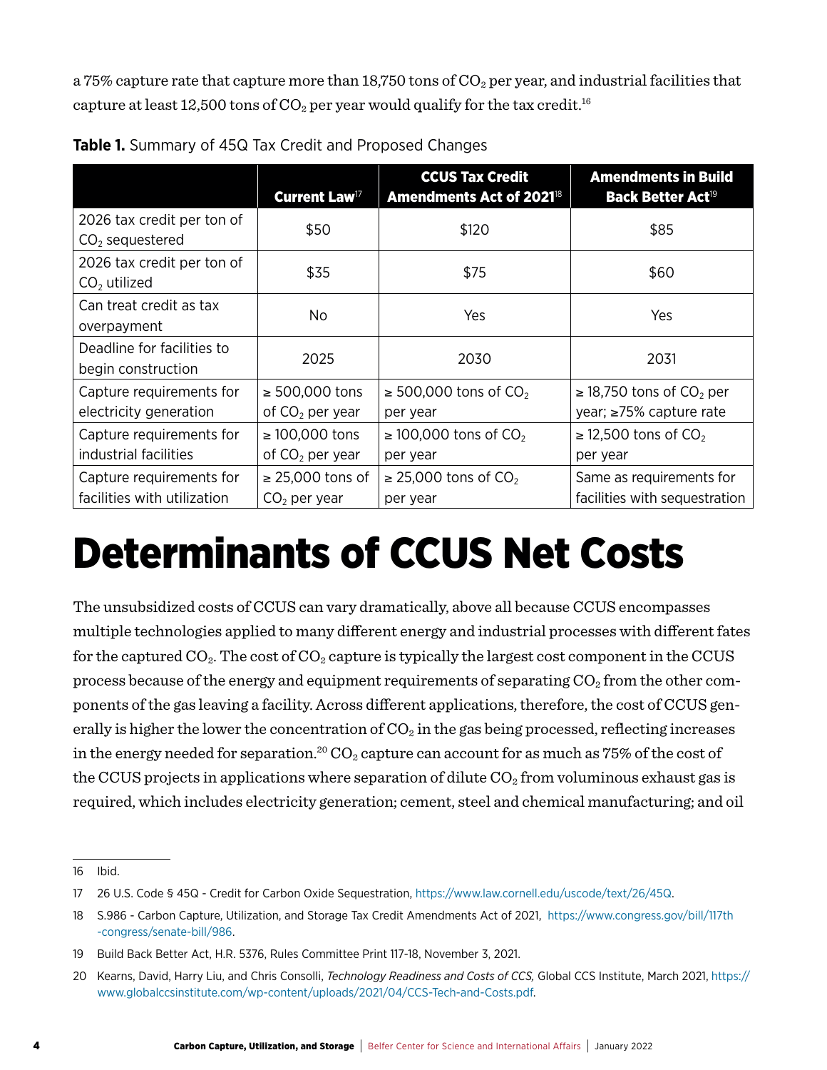a 75% capture rate that capture more than 18,750 tons of $CO_2$ per year, and industrial facilities that capture at least 12,500 tons of $CO_2$ per year would qualify for the tax credit.[16]

**Table 1.** Summary of 45Q Tax Credit and Proposed Changes

| | Current Law[17] | CCUS Tax Credit Amendments Act of 2021[18] | Amendments in Build Back Better Act[19] |
|---|---|---|---|
| 2026 tax credit per ton of $CO_2$ sequestered | $50 | $120 | $85 |
| 2026 tax credit per ton of $CO_2$ utilized | $35 | $75 | $60 |
| Can treat credit as tax overpayment | No | Yes | Yes |
| Deadline for facilities to begin construction | 2025 | 2030 | 2031 |
| Capture requirements for electricity generation | ≥ 500,000 tons of $CO_2$ per year | ≥ 500,000 tons of $CO_2$ per year | ≥ 18,750 tons of $CO_2$ per year; ≥75% capture rate |
| Capture requirements for industrial facilities | ≥ 100,000 tons of $CO_2$ per year | ≥ 100,000 tons of $CO_2$ per year | ≥ 12,500 tons of $CO_2$ per year |
| Capture requirements for facilities with utilization | ≥ 25,000 tons of $CO_2$ per year | ≥ 25,000 tons of $CO_2$ per year | Same as requirements for facilities with sequestration |

# Determinants of CCUS Net Costs

The unsubsidized costs of CCUS can vary dramatically, above all because CCUS encompasses multiple technologies applied to many different energy and industrial processes with different fates for the captured $CO_2$. The cost of $CO_2$ capture is typically the largest cost component in the CCUS process because of the energy and equipment requirements of separating $CO_2$ from the other components of the gas leaving a facility. Across different applications, therefore, the cost of CCUS generally is higher the lower the concentration of $CO_2$ in the gas being processed, reflecting increases in the energy needed for separation.[20] $CO_2$ capture can account for as much as 75% of the cost of the CCUS projects in applications where separation of dilute $CO_2$ from voluminous exhaust gas is required, which includes electricity generation; cement, steel and chemical manufacturing; and oil

---

16 Ibid.

17 26 U.S. Code § 45Q - Credit for Carbon Oxide Sequestration, https://www.law.cornell.edu/uscode/text/26/45Q.

18 S.986 - Carbon Capture, Utilization, and Storage Tax Credit Amendments Act of 2021, https://www.congress.gov/bill/117th-congress/senate-bill/986.

19 Build Back Better Act, H.R. 5376, Rules Committee Print 117-18, November 3, 2021.

20 Kearns, David, Harry Liu, and Chris Consolli, *Technology Readiness and Costs of CCS,* Global CCS Institute, March 2021, https://www.globalccsinstitute.com/wp-content/uploads/2021/04/CCS-Tech-and-Costs.pdf.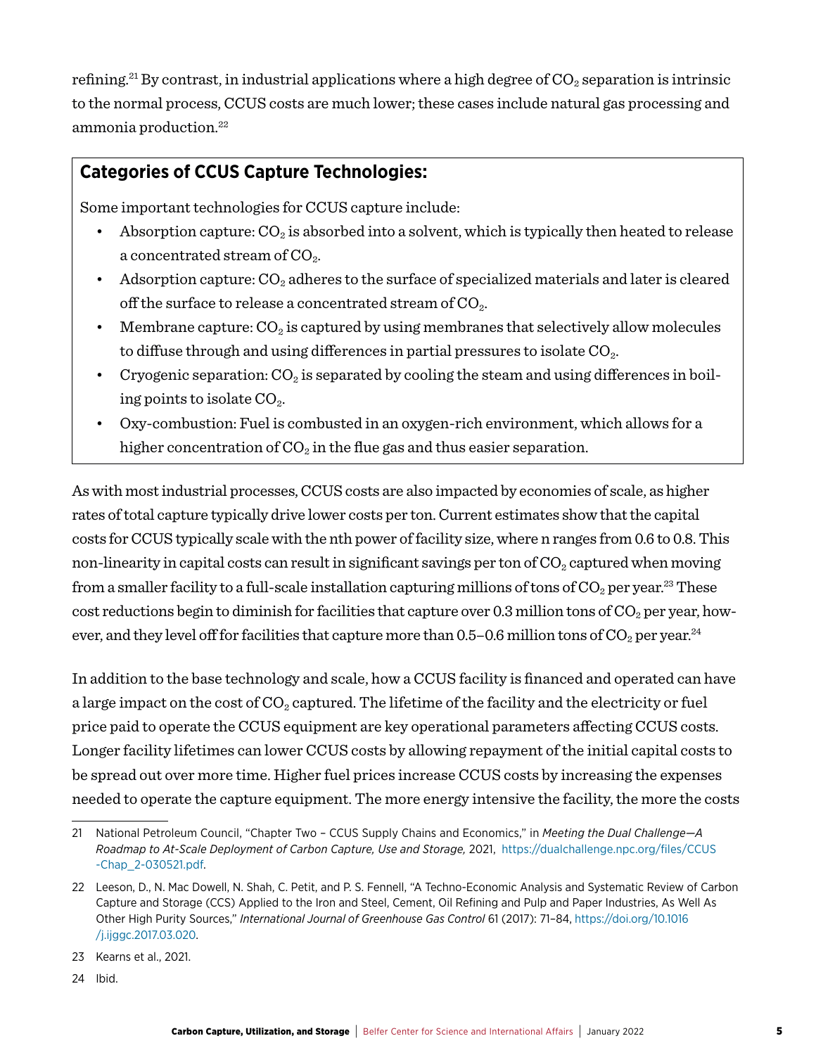refining.[21] By contrast, in industrial applications where a high degree of $CO_2$ separation is intrinsic to the normal process, CCUS costs are much lower; these cases include natural gas processing and ammonia production.[22]

**Categories of CCUS Capture Technologies:**

Some important technologies for CCUS capture include:

- Absorption capture: $CO_2$ is absorbed into a solvent, which is typically then heated to release a concentrated stream of $CO_2$.
- Adsorption capture: $CO_2$ adheres to the surface of specialized materials and later is cleared off the surface to release a concentrated stream of $CO_2$.
- Membrane capture: $CO_2$ is captured by using membranes that selectively allow molecules to diffuse through and using differences in partial pressures to isolate $CO_2$.
- Cryogenic separation: $CO_2$ is separated by cooling the steam and using differences in boiling points to isolate $CO_2$.
- Oxy-combustion: Fuel is combusted in an oxygen-rich environment, which allows for a higher concentration of $CO_2$ in the flue gas and thus easier separation.

As with most industrial processes, CCUS costs are also impacted by economies of scale, as higher rates of total capture typically drive lower costs per ton. Current estimates show that the capital costs for CCUS typically scale with the nth power of facility size, where n ranges from 0.6 to 0.8. This non-linearity in capital costs can result in significant savings per ton of $CO_2$ captured when moving from a smaller facility to a full-scale installation capturing millions of tons of $CO_2$ per year.[23] These cost reductions begin to diminish for facilities that capture over 0.3 million tons of $CO_2$ per year, however, and they level off for facilities that capture more than 0.5–0.6 million tons of $CO_2$ per year.[24]

In addition to the base technology and scale, how a CCUS facility is financed and operated can have a large impact on the cost of $CO_2$ captured. The lifetime of the facility and the electricity or fuel price paid to operate the CCUS equipment are key operational parameters affecting CCUS costs. Longer facility lifetimes can lower CCUS costs by allowing repayment of the initial capital costs to be spread out over more time. Higher fuel prices increase CCUS costs by increasing the expenses needed to operate the capture equipment. The more energy intensive the facility, the more the costs

---

21 National Petroleum Council, "Chapter Two – CCUS Supply Chains and Economics," in *Meeting the Dual Challenge—A Roadmap to At-Scale Deployment of Carbon Capture, Use and Storage,* 2021, https://dualchallenge.npc.org/files/CCUS-Chap_2-030521.pdf.

22 Leeson, D., N. Mac Dowell, N. Shah, C. Petit, and P. S. Fennell, "A Techno-Economic Analysis and Systematic Review of Carbon Capture and Storage (CCS) Applied to the Iron and Steel, Cement, Oil Refining and Pulp and Paper Industries, As Well As Other High Purity Sources," *International Journal of Greenhouse Gas Control* 61 (2017): 71–84, https://doi.org/10.1016/j.ijggc.2017.03.020.

23 Kearns et al., 2021.

24 Ibid.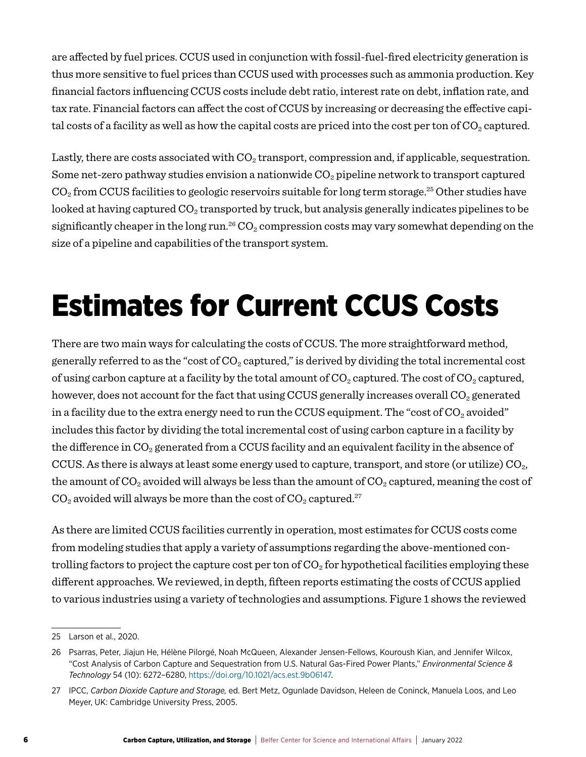are affected by fuel prices. CCUS used in conjunction with fossil-fuel-fired electricity generation is thus more sensitive to fuel prices than CCUS used with processes such as ammonia production. Key financial factors influencing CCUS costs include debt ratio, interest rate on debt, inflation rate, and tax rate. Financial factors can affect the cost of CCUS by increasing or decreasing the effective capital costs of a facility as well as how the capital costs are priced into the cost per ton of $CO_2$ captured.

Lastly, there are costs associated with $CO_2$ transport, compression and, if applicable, sequestration. Some net-zero pathway studies envision a nationwide $CO_2$ pipeline network to transport captured $CO_2$ from CCUS facilities to geologic reservoirs suitable for long term storage.[25] Other studies have looked at having captured $CO_2$ transported by truck, but analysis generally indicates pipelines to be significantly cheaper in the long run.[26] $CO_2$ compression costs may vary somewhat depending on the size of a pipeline and capabilities of the transport system.

# Estimates for Current CCUS Costs

There are two main ways for calculating the costs of CCUS. The more straightforward method, generally referred to as the "cost of $CO_2$ captured," is derived by dividing the total incremental cost of using carbon capture at a facility by the total amount of $CO_2$ captured. The cost of $CO_2$ captured, however, does not account for the fact that using CCUS generally increases overall $CO_2$ generated in a facility due to the extra energy need to run the CCUS equipment. The "cost of $CO_2$ avoided" includes this factor by dividing the total incremental cost of using carbon capture in a facility by the difference in $CO_2$ generated from a CCUS facility and an equivalent facility in the absence of CCUS. As there is always at least some energy used to capture, transport, and store (or utilize) $CO_2$, the amount of $CO_2$ avoided will always be less than the amount of $CO_2$ captured, meaning the cost of $CO_2$ avoided will always be more than the cost of $CO_2$ captured.[27]

As there are limited CCUS facilities currently in operation, most estimates for CCUS costs come from modeling studies that apply a variety of assumptions regarding the above-mentioned controlling factors to project the capture cost per ton of $CO_2$ for hypothetical facilities employing these different approaches. We reviewed, in depth, fifteen reports estimating the costs of CCUS applied to various industries using a variety of technologies and assumptions. Figure 1 shows the reviewed

---

25 Larson et al., 2020.

26 Psarras, Peter, Jiajun He, Hélène Pilorgé, Noah McQueen, Alexander Jensen-Fellows, Kouroush Kian, and Jennifer Wilcox, "Cost Analysis of Carbon Capture and Sequestration from U.S. Natural Gas-Fired Power Plants," *Environmental Science & Technology* 54 (10): 6272–6280, https://doi.org/10.1021/acs.est.9b06147.

27 IPCC, *Carbon Dioxide Capture and Storage,* ed. Bert Metz, Ogunlade Davidson, Heleen de Coninck, Manuela Loos, and Leo Meyer, UK: Cambridge University Press, 2005.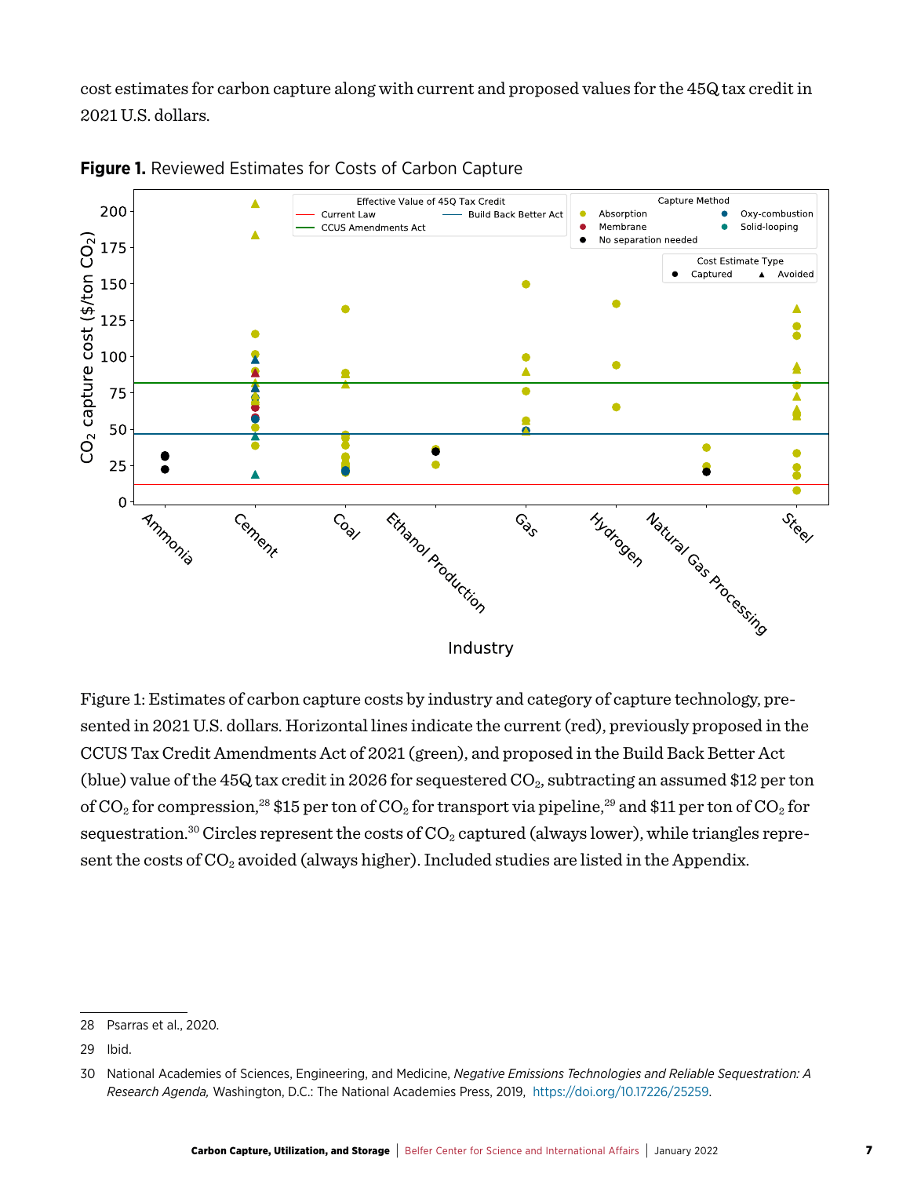cost estimates for carbon capture along with current and proposed values for the 45Q tax credit in 2021 U.S. dollars.

**Figure 1.** Reviewed Estimates for Costs of Carbon Capture

Figure 1: Estimates of carbon capture costs by industry and category of capture technology, presented in 2021 U.S. dollars. Horizontal lines indicate the current (red), previously proposed in the CCUS Tax Credit Amendments Act of 2021 (green), and proposed in the Build Back Better Act (blue) value of the 45Q tax credit in 2026 for sequestered $CO_2$, subtracting an assumed $12 per ton of $CO_2$ for compression,[28] $15 per ton of $CO_2$ for transport via pipeline,[29] and $11 per ton of $CO_2$ for sequestration.[30] Circles represent the costs of $CO_2$ captured (always lower), while triangles represent the costs of $CO_2$ avoided (always higher). Included studies are listed in the Appendix.

---

28 Psarras et al., 2020.

29 Ibid.

30 National Academies of Sciences, Engineering, and Medicine, *Negative Emissions Technologies and Reliable Sequestration: A Research Agenda,* Washington, D.C.: The National Academies Press, 2019, https://doi.org/10.17226/25259.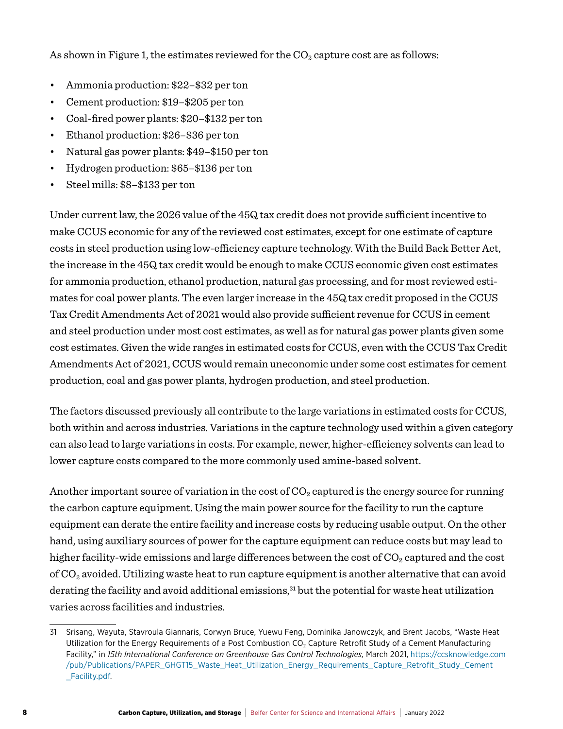As shown in Figure 1, the estimates reviewed for the $CO_2$ capture cost are as follows:

- Ammonia production: $22–$32 per ton
- Cement production: $19–$205 per ton
- Coal-fired power plants: $20–$132 per ton
- Ethanol production: $26–$36 per ton
- Natural gas power plants: $49–$150 per ton
- Hydrogen production: $65–$136 per ton
- Steel mills: $8–$133 per ton

Under current law, the 2026 value of the 45Q tax credit does not provide sufficient incentive to make CCUS economic for any of the reviewed cost estimates, except for one estimate of capture costs in steel production using low-efficiency capture technology. With the Build Back Better Act, the increase in the 45Q tax credit would be enough to make CCUS economic given cost estimates for ammonia production, ethanol production, natural gas processing, and for most reviewed estimates for coal power plants. The even larger increase in the 45Q tax credit proposed in the CCUS Tax Credit Amendments Act of 2021 would also provide sufficient revenue for CCUS in cement and steel production under most cost estimates, as well as for natural gas power plants given some cost estimates. Given the wide ranges in estimated costs for CCUS, even with the CCUS Tax Credit Amendments Act of 2021, CCUS would remain uneconomic under some cost estimates for cement production, coal and gas power plants, hydrogen production, and steel production.

The factors discussed previously all contribute to the large variations in estimated costs for CCUS, both within and across industries. Variations in the capture technology used within a given category can also lead to large variations in costs. For example, newer, higher-efficiency solvents can lead to lower capture costs compared to the more commonly used amine-based solvent.

Another important source of variation in the cost of $CO_2$ captured is the energy source for running the carbon capture equipment. Using the main power source for the facility to run the capture equipment can derate the entire facility and increase costs by reducing usable output. On the other hand, using auxiliary sources of power for the capture equipment can reduce costs but may lead to higher facility-wide emissions and large differences between the cost of $CO_2$ captured and the cost of $CO_2$ avoided. Utilizing waste heat to run capture equipment is another alternative that can avoid derating the facility and avoid additional emissions,[31] but the potential for waste heat utilization varies across facilities and industries.

---

31 Srisang, Wayuta, Stavroula Giannaris, Corwyn Bruce, Yuewu Feng, Dominika Janowczyk, and Brent Jacobs, "Waste Heat Utilization for the Energy Requirements of a Post Combustion $CO_2$ Capture Retrofit Study of a Cement Manufacturing Facility," in *15th International Conference on Greenhouse Gas Control Technologies,* March 2021, https://ccsknowledge.com/pub/Publications/PAPER_GHGT15_Waste_Heat_Utilization_Energy_Requirements_Capture_Retrofit_Study_Cement_Facility.pdf.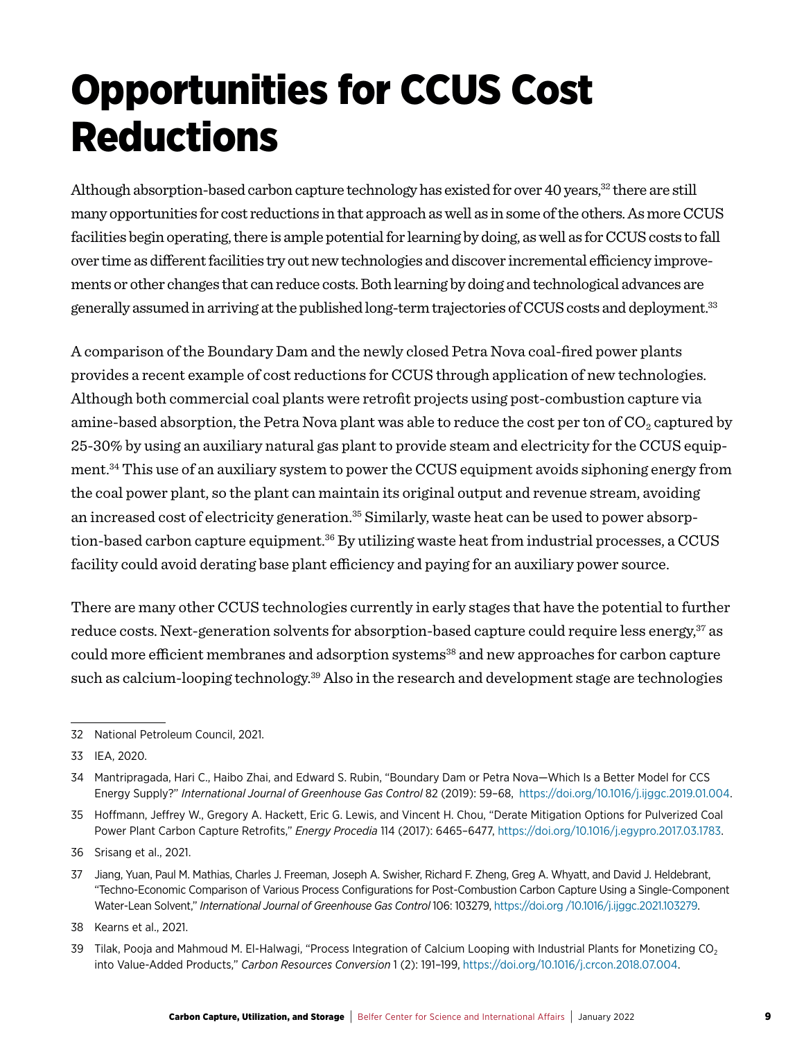# Opportunities for CCUS Cost Reductions

Although absorption-based carbon capture technology has existed for over 40 years,[32] there are still many opportunities for cost reductions in that approach as well as in some of the others. As more CCUS facilities begin operating, there is ample potential for learning by doing, as well as for CCUS costs to fall over time as different facilities try out new technologies and discover incremental efficiency improvements or other changes that can reduce costs. Both learning by doing and technological advances are generally assumed in arriving at the published long-term trajectories of CCUS costs and deployment.[33]

A comparison of the Boundary Dam and the newly closed Petra Nova coal-fired power plants provides a recent example of cost reductions for CCUS through application of new technologies. Although both commercial coal plants were retrofit projects using post-combustion capture via amine-based absorption, the Petra Nova plant was able to reduce the cost per ton of $CO_2$ captured by 25-30% by using an auxiliary natural gas plant to provide steam and electricity for the CCUS equipment.[34] This use of an auxiliary system to power the CCUS equipment avoids siphoning energy from the coal power plant, so the plant can maintain its original output and revenue stream, avoiding an increased cost of electricity generation.[35] Similarly, waste heat can be used to power absorption-based carbon capture equipment.[36] By utilizing waste heat from industrial processes, a CCUS facility could avoid derating base plant efficiency and paying for an auxiliary power source.

There are many other CCUS technologies currently in early stages that have the potential to further reduce costs. Next-generation solvents for absorption-based capture could require less energy,[37] as could more efficient membranes and adsorption systems[38] and new approaches for carbon capture such as calcium-looping technology.[39] Also in the research and development stage are technologies

---

32 National Petroleum Council, 2021.

33 IEA, 2020.

34 Mantripragada, Hari C., Haibo Zhai, and Edward S. Rubin, "Boundary Dam or Petra Nova—Which Is a Better Model for CCS Energy Supply?" *International Journal of Greenhouse Gas Control* 82 (2019): 59–68, https://doi.org/10.1016/j.ijggc.2019.01.004.

35 Hoffmann, Jeffrey W., Gregory A. Hackett, Eric G. Lewis, and Vincent H. Chou, "Derate Mitigation Options for Pulverized Coal Power Plant Carbon Capture Retrofits," *Energy Procedia* 114 (2017): 6465–6477, https://doi.org/10.1016/j.egypro.2017.03.1783.

36 Srisang et al., 2021.

37 Jiang, Yuan, Paul M. Mathias, Charles J. Freeman, Joseph A. Swisher, Richard F. Zheng, Greg A. Whyatt, and David J. Heldebrant, "Techno-Economic Comparison of Various Process Configurations for Post-Combustion Carbon Capture Using a Single-Component Water-Lean Solvent," *International Journal of Greenhouse Gas Control* 106: 103279, https://doi.org /10.1016/j.ijggc.2021.103279.

38 Kearns et al., 2021.

39 Tilak, Pooja and Mahmoud M. El-Halwagi, "Process Integration of Calcium Looping with Industrial Plants for Monetizing $CO_2$ into Value-Added Products," *Carbon Resources Conversion* 1 (2): 191–199, https://doi.org/10.1016/j.crcon.2018.07.004.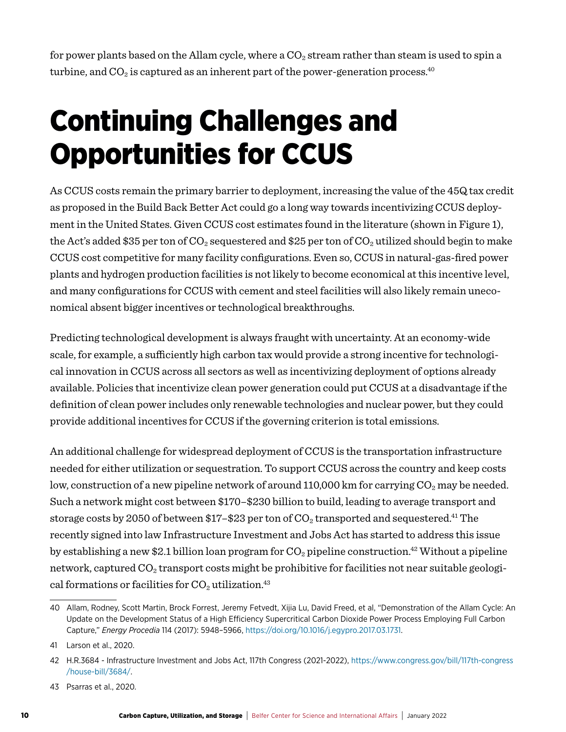for power plants based on the Allam cycle, where a $CO_2$ stream rather than steam is used to spin a turbine, and $CO_2$ is captured as an inherent part of the power-generation process.[40]

# Continuing Challenges and Opportunities for CCUS

As CCUS costs remain the primary barrier to deployment, increasing the value of the 45Q tax credit as proposed in the Build Back Better Act could go a long way towards incentivizing CCUS deployment in the United States. Given CCUS cost estimates found in the literature (shown in Figure 1), the Act's added $35 per ton of $CO_2$ sequestered and $25 per ton of $CO_2$ utilized should begin to make CCUS cost competitive for many facility configurations. Even so, CCUS in natural-gas-fired power plants and hydrogen production facilities is not likely to become economical at this incentive level, and many configurations for CCUS with cement and steel facilities will also likely remain uneconomical absent bigger incentives or technological breakthroughs.

Predicting technological development is always fraught with uncertainty. At an economy-wide scale, for example, a sufficiently high carbon tax would provide a strong incentive for technological innovation in CCUS across all sectors as well as incentivizing deployment of options already available. Policies that incentivize clean power generation could put CCUS at a disadvantage if the definition of clean power includes only renewable technologies and nuclear power, but they could provide additional incentives for CCUS if the governing criterion is total emissions.

An additional challenge for widespread deployment of CCUS is the transportation infrastructure needed for either utilization or sequestration. To support CCUS across the country and keep costs low, construction of a new pipeline network of around 110,000 km for carrying $CO_2$ may be needed. Such a network might cost between $170–$230 billion to build, leading to average transport and storage costs by 2050 of between $17–$23 per ton of $CO_2$ transported and sequestered.[41] The recently signed into law Infrastructure Investment and Jobs Act has started to address this issue by establishing a new $2.1 billion loan program for $CO_2$ pipeline construction.[42] Without a pipeline network, captured $CO_2$ transport costs might be prohibitive for facilities not near suitable geological formations or facilities for $CO_2$ utilization.[43]

---

40 Allam, Rodney, Scott Martin, Brock Forrest, Jeremy Fetvedt, Xijia Lu, David Freed, et al, "Demonstration of the Allam Cycle: An Update on the Development Status of a High Efficiency Supercritical Carbon Dioxide Power Process Employing Full Carbon Capture," *Energy Procedia* 114 (2017): 5948–5966, https://doi.org/10.1016/j.egypro.2017.03.1731.

41 Larson et al., 2020.

42 H.R.3684 - Infrastructure Investment and Jobs Act, 117th Congress (2021-2022), https://www.congress.gov/bill/117th-congress/house-bill/3684/.

43 Psarras et al., 2020.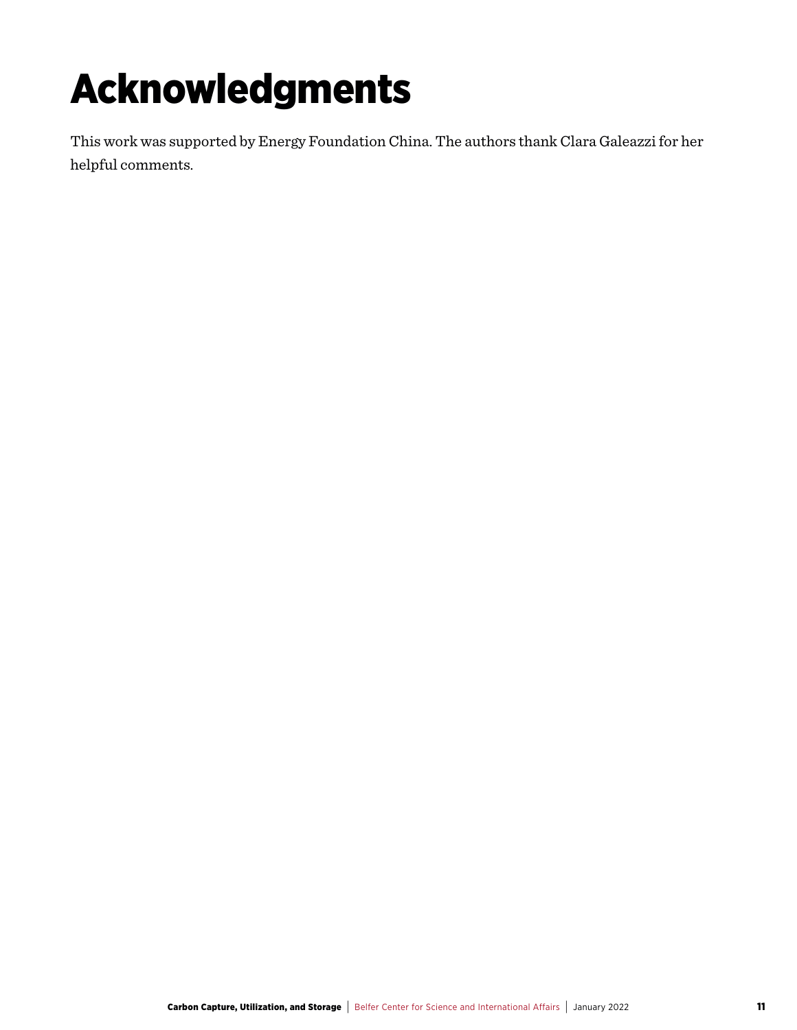# Acknowledgments

This work was supported by Energy Foundation China. The authors thank Clara Galeazzi for her helpful comments.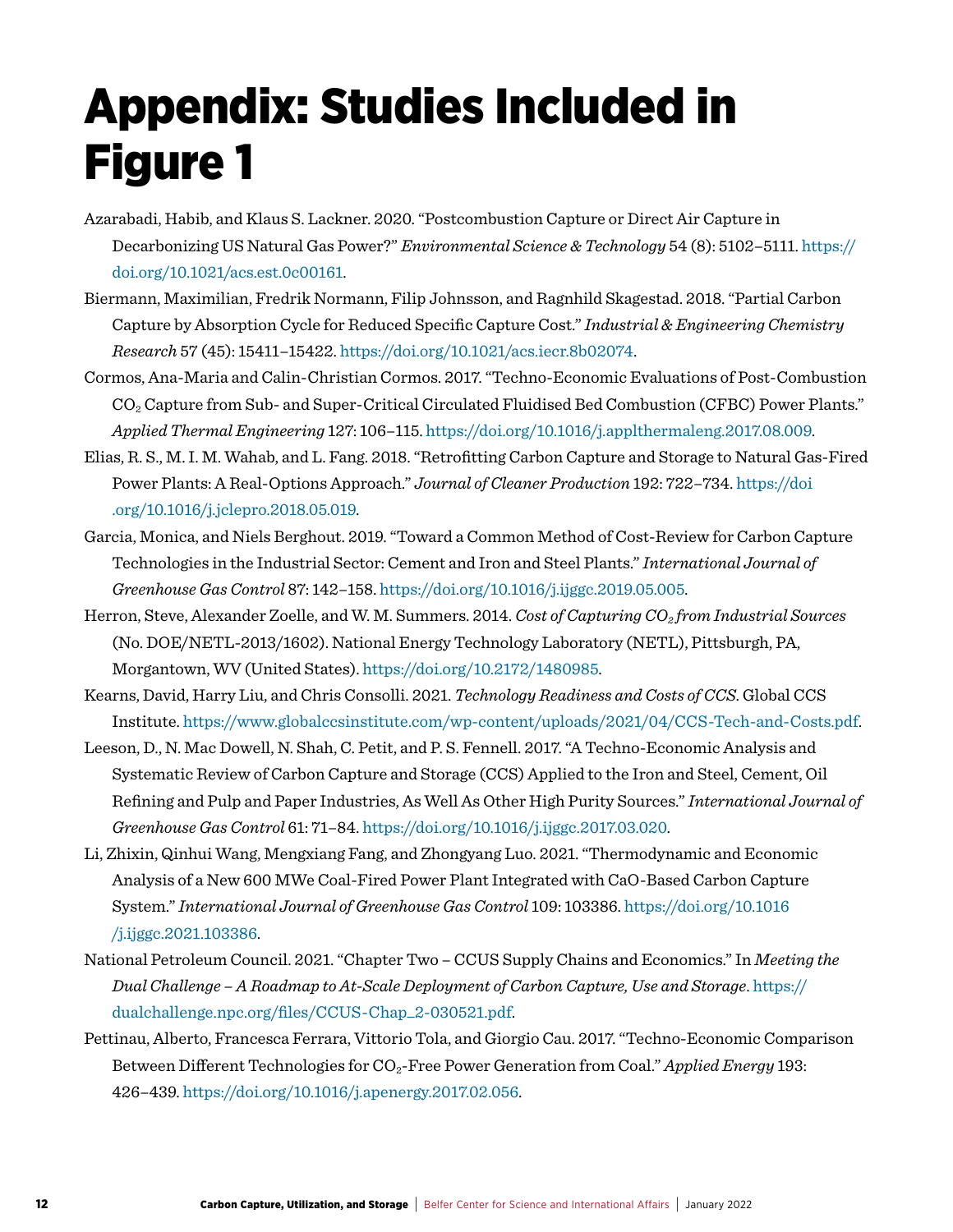# Appendix: Studies Included in Figure 1

Azarabadi, Habib, and Klaus S. Lackner. 2020. "Postcombustion Capture or Direct Air Capture in Decarbonizing US Natural Gas Power?" *Environmental Science & Technology* 54 (8): 5102–5111. https://doi.org/10.1021/acs.est.0c00161.

Biermann, Maximilian, Fredrik Normann, Filip Johnsson, and Ragnhild Skagestad. 2018. "Partial Carbon Capture by Absorption Cycle for Reduced Specific Capture Cost." *Industrial & Engineering Chemistry Research* 57 (45): 15411–15422. https://doi.org/10.1021/acs.iecr.8b02074.

Cormos, Ana-Maria and Calin-Christian Cormos. 2017. "Techno-Economic Evaluations of Post-Combustion $CO_2$ Capture from Sub- and Super-Critical Circulated Fluidised Bed Combustion (CFBC) Power Plants." *Applied Thermal Engineering* 127: 106–115. https://doi.org/10.1016/j.applthermaleng.2017.08.009.

Elias, R. S., M. I. M. Wahab, and L. Fang. 2018. "Retrofitting Carbon Capture and Storage to Natural Gas-Fired Power Plants: A Real-Options Approach." *Journal of Cleaner Production* 192: 722–734. https://doi.org/10.1016/j.jclepro.2018.05.019.

Garcia, Monica, and Niels Berghout. 2019. "Toward a Common Method of Cost-Review for Carbon Capture Technologies in the Industrial Sector: Cement and Iron and Steel Plants." *International Journal of Greenhouse Gas Control* 87: 142–158. https://doi.org/10.1016/j.ijggc.2019.05.005.

Herron, Steve, Alexander Zoelle, and W. M. Summers. 2014. *Cost of Capturing $CO_2$ from Industrial Sources* (No. DOE/NETL-2013/1602). National Energy Technology Laboratory (NETL), Pittsburgh, PA, Morgantown, WV (United States). https://doi.org/10.2172/1480985.

Kearns, David, Harry Liu, and Chris Consolli. 2021. *Technology Readiness and Costs of CCS*. Global CCS Institute. https://www.globalccsinstitute.com/wp-content/uploads/2021/04/CCS-Tech-and-Costs.pdf.

Leeson, D., N. Mac Dowell, N. Shah, C. Petit, and P. S. Fennell. 2017. "A Techno-Economic Analysis and Systematic Review of Carbon Capture and Storage (CCS) Applied to the Iron and Steel, Cement, Oil Refining and Pulp and Paper Industries, As Well As Other High Purity Sources." *International Journal of Greenhouse Gas Control* 61: 71–84. https://doi.org/10.1016/j.ijggc.2017.03.020.

Li, Zhixin, Qinhui Wang, Mengxiang Fang, and Zhongyang Luo. 2021. "Thermodynamic and Economic Analysis of a New 600 MWe Coal-Fired Power Plant Integrated with CaO-Based Carbon Capture System." *International Journal of Greenhouse Gas Control* 109: 103386. https://doi.org/10.1016/j.ijggc.2021.103386.

National Petroleum Council. 2021. "Chapter Two – CCUS Supply Chains and Economics." In *Meeting the Dual Challenge – A Roadmap to At-Scale Deployment of Carbon Capture, Use and Storage*. https://dualchallenge.npc.org/files/CCUS-Chap_2-030521.pdf.

Pettinau, Alberto, Francesca Ferrara, Vittorio Tola, and Giorgio Cau. 2017. "Techno-Economic Comparison Between Different Technologies for $CO_2$-Free Power Generation from Coal." *Applied Energy* 193: 426–439. https://doi.org/10.1016/j.apenergy.2017.02.056.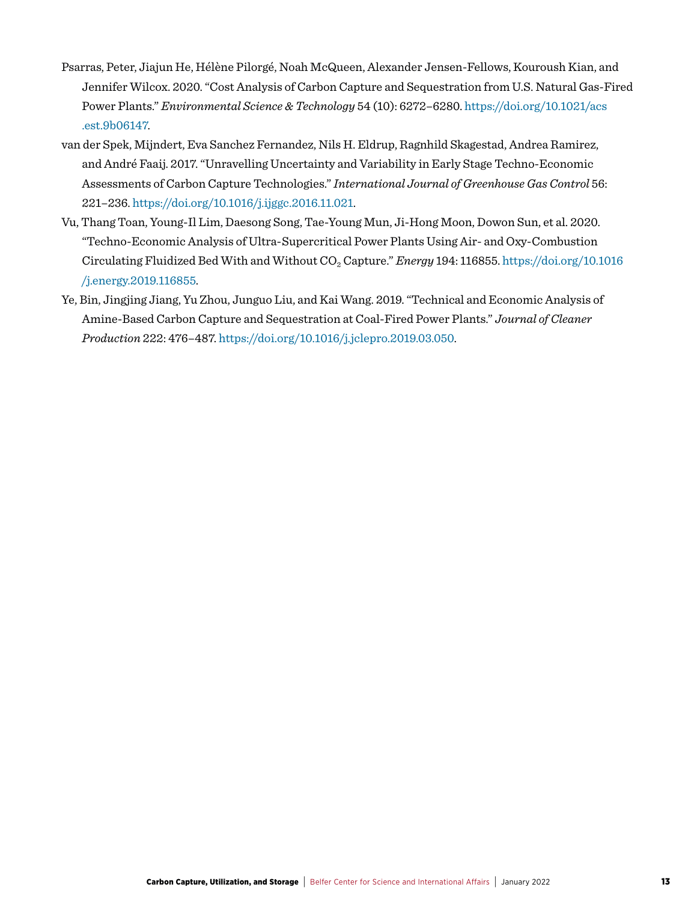Psarras, Peter, Jiajun He, Hélène Pilorgé, Noah McQueen, Alexander Jensen-Fellows, Kouroush Kian, and Jennifer Wilcox. 2020. "Cost Analysis of Carbon Capture and Sequestration from U.S. Natural Gas-Fired Power Plants." *Environmental Science & Technology* 54 (10): 6272–6280. https://doi.org/10.1021/acs.est.9b06147.

van der Spek, Mijndert, Eva Sanchez Fernandez, Nils H. Eldrup, Ragnhild Skagestad, Andrea Ramirez, and André Faaij. 2017. "Unravelling Uncertainty and Variability in Early Stage Techno-Economic Assessments of Carbon Capture Technologies." *International Journal of Greenhouse Gas Control* 56: 221–236. https://doi.org/10.1016/j.ijggc.2016.11.021.

Vu, Thang Toan, Young-Il Lim, Daesong Song, Tae-Young Mun, Ji-Hong Moon, Dowon Sun, et al. 2020. "Techno-Economic Analysis of Ultra-Supercritical Power Plants Using Air- and Oxy-Combustion Circulating Fluidized Bed With and Without $CO_2$ Capture." *Energy* 194: 116855. https://doi.org/10.1016/j.energy.2019.116855.

Ye, Bin, Jingjing Jiang, Yu Zhou, Junguo Liu, and Kai Wang. 2019. "Technical and Economic Analysis of Amine-Based Carbon Capture and Sequestration at Coal-Fired Power Plants." *Journal of Cleaner Production* 222: 476–487. https://doi.org/10.1016/j.jclepro.2019.03.050.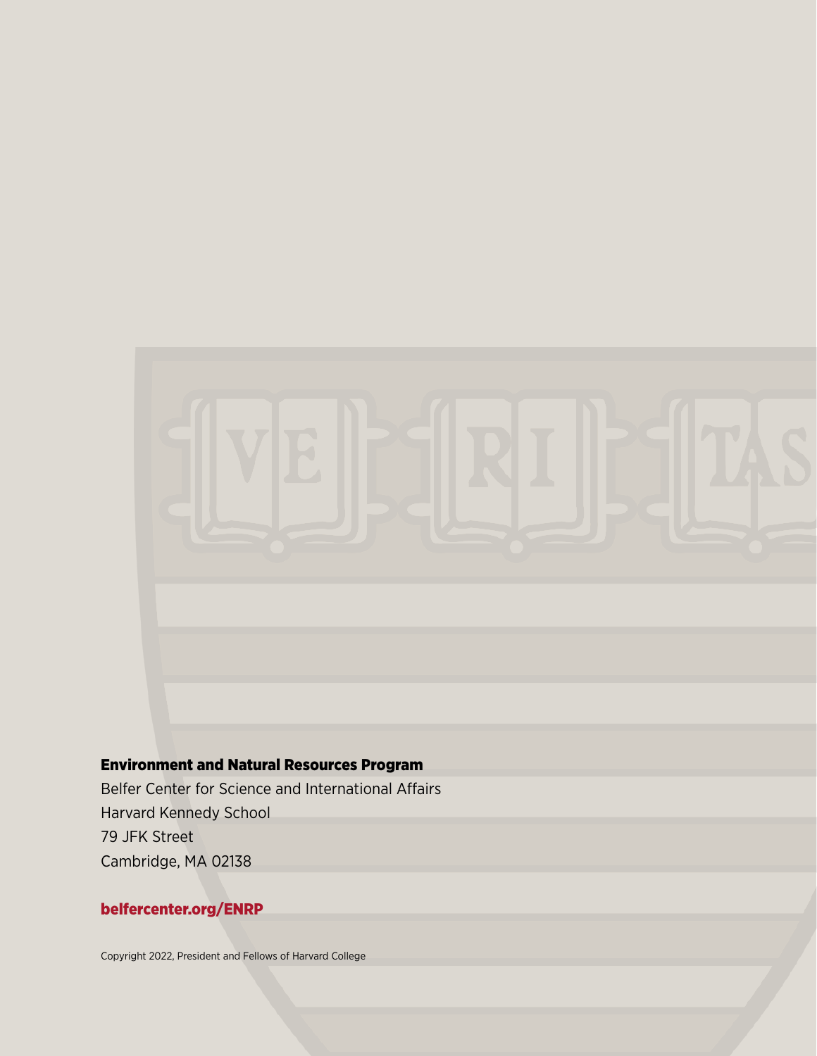**Environment and Natural Resources Program**

Belfer Center for Science and International Affairs
Harvard Kennedy School
79 JFK Street
Cambridge, MA 02138

**belfercenter.org/ENRP**

Copyright 2022, President and Fellows of Harvard College